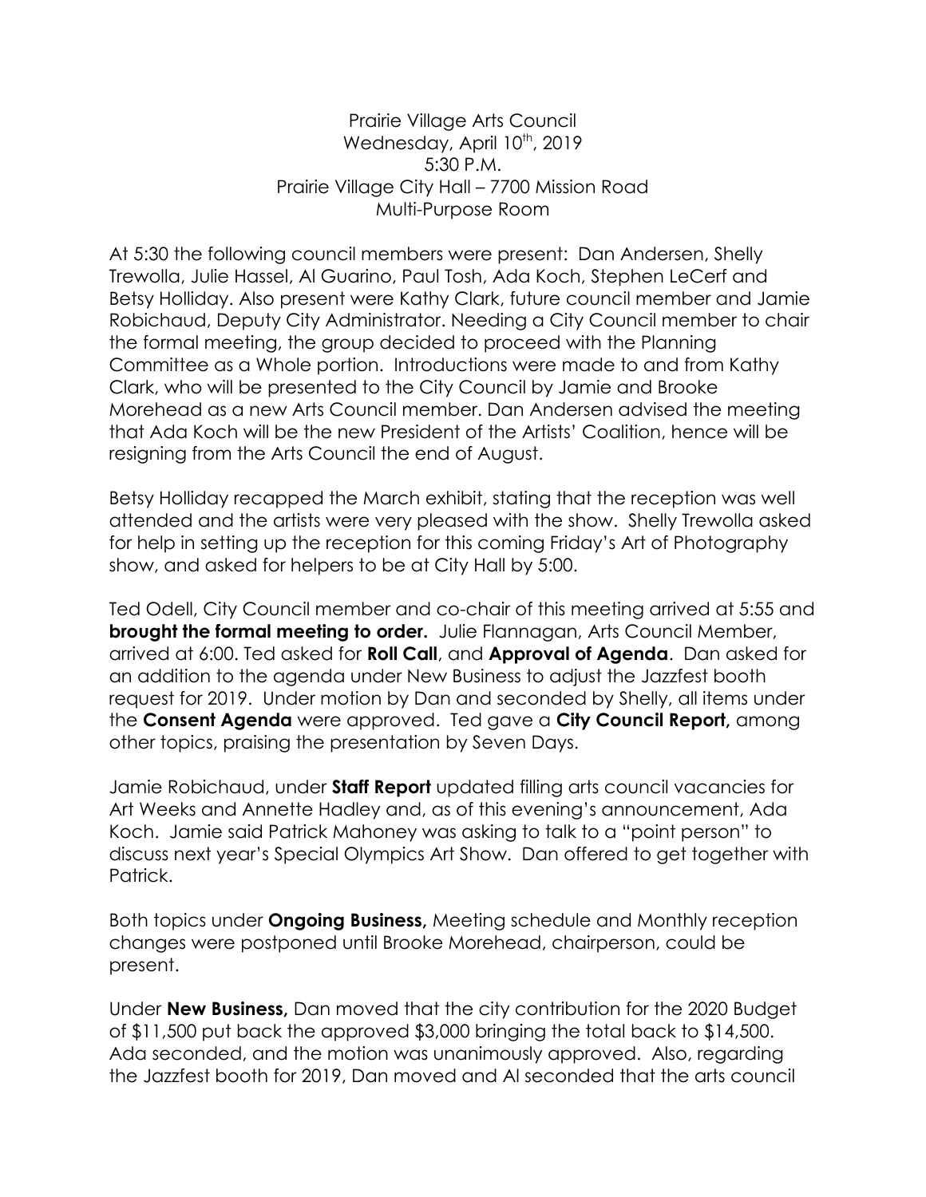Prairie Village Arts Council
Wednesday, April 10th, 2019
5:30 P.M.
Prairie Village City Hall – 7700 Mission Road
Multi-Purpose Room

At 5:30 the following council members were present: Dan Andersen, Shelly Trewolla, Julie Hassel, Al Guarino, Paul Tosh, Ada Koch, Stephen LeCerf and Betsy Holliday. Also present were Kathy Clark, future council member and Jamie Robichaud, Deputy City Administrator. Needing a City Council member to chair the formal meeting, the group decided to proceed with the Planning Committee as a Whole portion. Introductions were made to and from Kathy Clark, who will be presented to the City Council by Jamie and Brooke Morehead as a new Arts Council member. Dan Andersen advised the meeting that Ada Koch will be the new President of the Artists' Coalition, hence will be resigning from the Arts Council the end of August.

Betsy Holliday recapped the March exhibit, stating that the reception was well attended and the artists were very pleased with the show. Shelly Trewolla asked for help in setting up the reception for this coming Friday's Art of Photography show, and asked for helpers to be at City Hall by 5:00.

Ted Odell, City Council member and co-chair of this meeting arrived at 5:55 and **brought the formal meeting to order.** Julie Flannagan, Arts Council Member, arrived at 6:00. Ted asked for **Roll Call**, and **Approval of Agenda**. Dan asked for an addition to the agenda under New Business to adjust the Jazzfest booth request for 2019. Under motion by Dan and seconded by Shelly, all items under the **Consent Agenda** were approved. Ted gave a **City Council Report,** among other topics, praising the presentation by Seven Days.

Jamie Robichaud, under **Staff Report** updated filling arts council vacancies for Art Weeks and Annette Hadley and, as of this evening's announcement, Ada Koch. Jamie said Patrick Mahoney was asking to talk to a "point person" to discuss next year's Special Olympics Art Show. Dan offered to get together with Patrick.

Both topics under **Ongoing Business,** Meeting schedule and Monthly reception changes were postponed until Brooke Morehead, chairperson, could be present.

Under **New Business,** Dan moved that the city contribution for the 2020 Budget of $11,500 put back the approved $3,000 bringing the total back to $14,500. Ada seconded, and the motion was unanimously approved. Also, regarding the Jazzfest booth for 2019, Dan moved and Al seconded that the arts council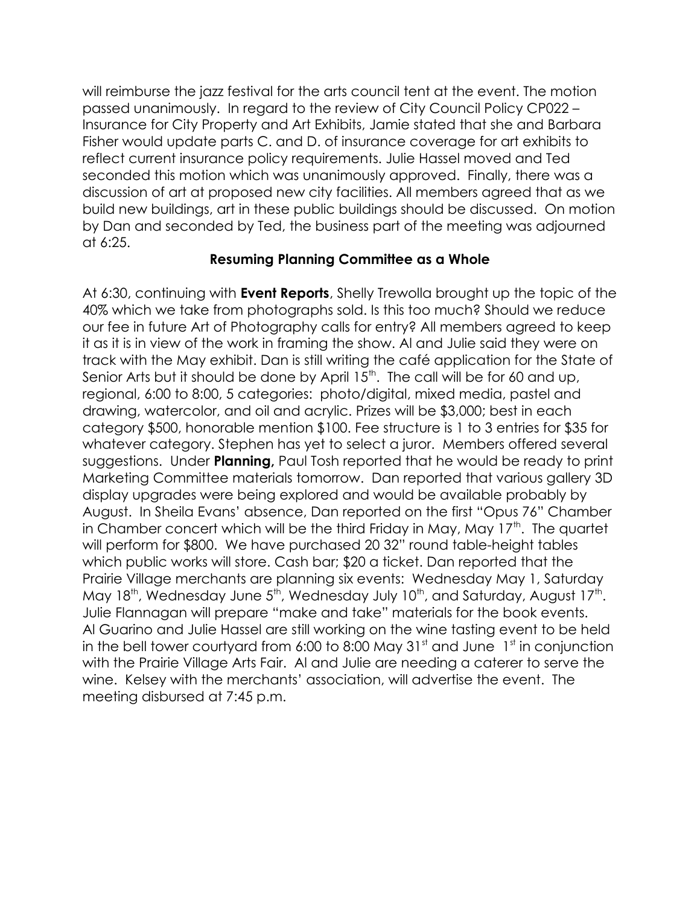will reimburse the jazz festival for the arts council tent at the event. The motion passed unanimously. In regard to the review of City Council Policy CP022 – Insurance for City Property and Art Exhibits, Jamie stated that she and Barbara Fisher would update parts C. and D. of insurance coverage for art exhibits to reflect current insurance policy requirements. Julie Hassel moved and Ted seconded this motion which was unanimously approved. Finally, there was a discussion of art at proposed new city facilities. All members agreed that as we build new buildings, art in these public buildings should be discussed. On motion by Dan and seconded by Ted, the business part of the meeting was adjourned at 6:25.

**Resuming Planning Committee as a Whole**

At 6:30, continuing with **Event Reports**, Shelly Trewolla brought up the topic of the 40% which we take from photographs sold. Is this too much? Should we reduce our fee in future Art of Photography calls for entry? All members agreed to keep it as it is in view of the work in framing the show. Al and Julie said they were on track with the May exhibit. Dan is still writing the café application for the State of Senior Arts but it should be done by April 15th. The call will be for 60 and up, regional, 6:00 to 8:00, 5 categories: photo/digital, mixed media, pastel and drawing, watercolor, and oil and acrylic. Prizes will be $3,000; best in each category $500, honorable mention $100. Fee structure is 1 to 3 entries for $35 for whatever category. Stephen has yet to select a juror. Members offered several suggestions. Under **Planning,** Paul Tosh reported that he would be ready to print Marketing Committee materials tomorrow. Dan reported that various gallery 3D display upgrades were being explored and would be available probably by August. In Sheila Evans' absence, Dan reported on the first "Opus 76" Chamber in Chamber concert which will be the third Friday in May, May 17th. The quartet will perform for $800. We have purchased 20 32" round table-height tables which public works will store. Cash bar; $20 a ticket. Dan reported that the Prairie Village merchants are planning six events: Wednesday May 1, Saturday May 18th, Wednesday June 5th, Wednesday July 10th, and Saturday, August 17th. Julie Flannagan will prepare "make and take" materials for the book events. Al Guarino and Julie Hassel are still working on the wine tasting event to be held in the bell tower courtyard from 6:00 to 8:00 May 31st and June 1st in conjunction with the Prairie Village Arts Fair. Al and Julie are needing a caterer to serve the wine. Kelsey with the merchants' association, will advertise the event. The meeting disbursed at 7:45 p.m.